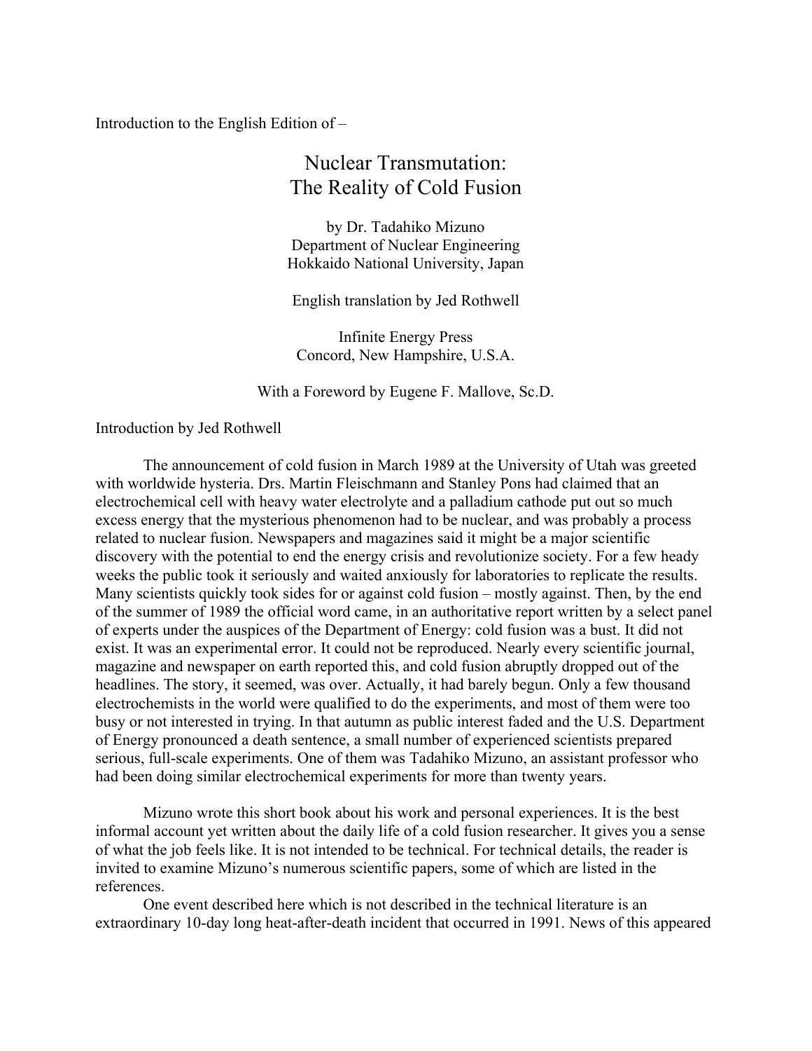Introduction to the English Edition of –

# Nuclear Transmutation: The Reality of Cold Fusion

by Dr. Tadahiko Mizuno
Department of Nuclear Engineering
Hokkaido National University, Japan

English translation by Jed Rothwell

Infinite Energy Press
Concord, New Hampshire, U.S.A.

With a Foreword by Eugene F. Mallove, Sc.D.

## Introduction by Jed Rothwell

The announcement of cold fusion in March 1989 at the University of Utah was greeted with worldwide hysteria. Drs. Martin Fleischmann and Stanley Pons had claimed that an electrochemical cell with heavy water electrolyte and a palladium cathode put out so much excess energy that the mysterious phenomenon had to be nuclear, and was probably a process related to nuclear fusion. Newspapers and magazines said it might be a major scientific discovery with the potential to end the energy crisis and revolutionize society. For a few heady weeks the public took it seriously and waited anxiously for laboratories to replicate the results. Many scientists quickly took sides for or against cold fusion – mostly against. Then, by the end of the summer of 1989 the official word came, in an authoritative report written by a select panel of experts under the auspices of the Department of Energy: cold fusion was a bust. It did not exist. It was an experimental error. It could not be reproduced. Nearly every scientific journal, magazine and newspaper on earth reported this, and cold fusion abruptly dropped out of the headlines. The story, it seemed, was over. Actually, it had barely begun. Only a few thousand electrochemists in the world were qualified to do the experiments, and most of them were too busy or not interested in trying. In that autumn as public interest faded and the U.S. Department of Energy pronounced a death sentence, a small number of experienced scientists prepared serious, full-scale experiments. One of them was Tadahiko Mizuno, an assistant professor who had been doing similar electrochemical experiments for more than twenty years.

Mizuno wrote this short book about his work and personal experiences. It is the best informal account yet written about the daily life of a cold fusion researcher. It gives you a sense of what the job feels like. It is not intended to be technical. For technical details, the reader is invited to examine Mizuno's numerous scientific papers, some of which are listed in the references.

One event described here which is not described in the technical literature is an extraordinary 10-day long heat-after-death incident that occurred in 1991. News of this appeared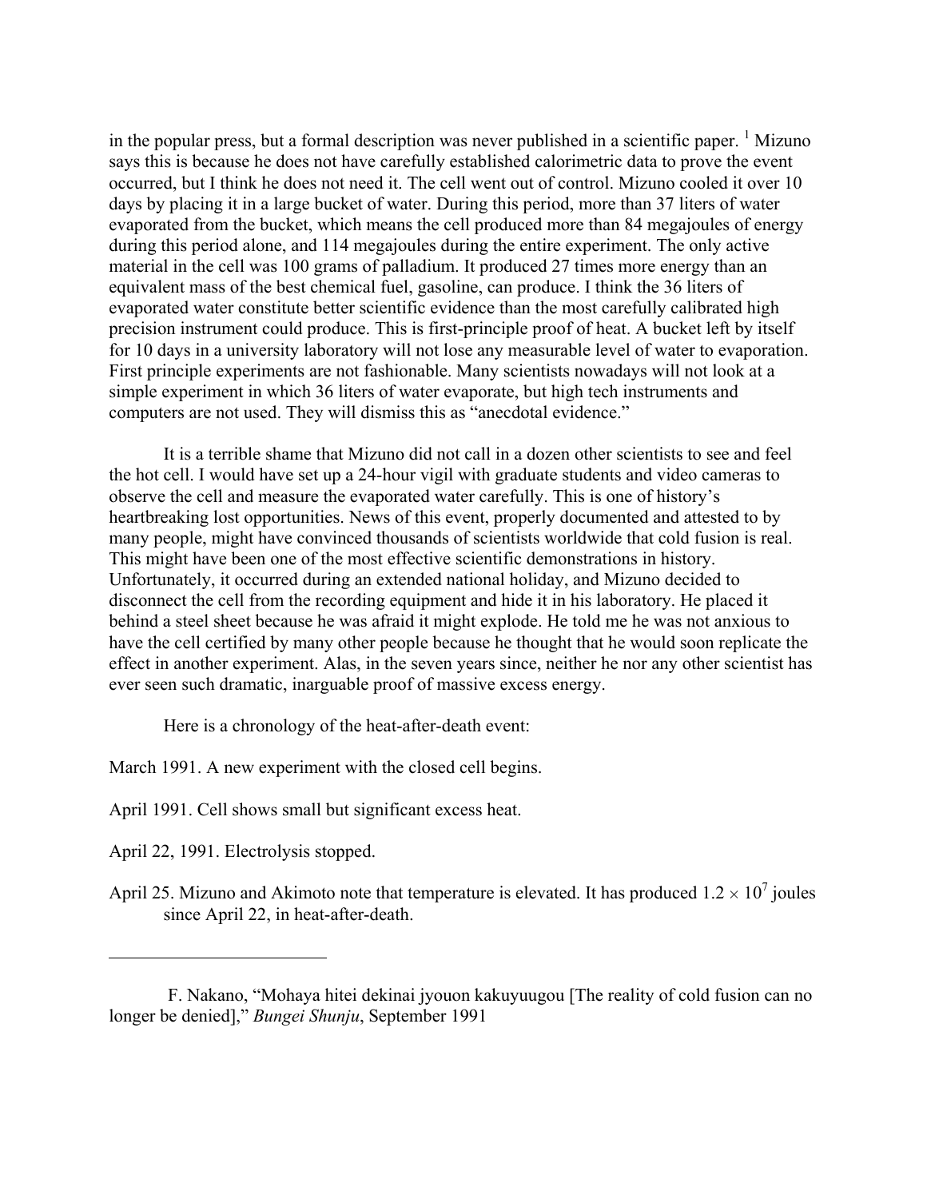in the popular press, but a formal description was never published in a scientific paper. [1] Mizuno says this is because he does not have carefully established calorimetric data to prove the event occurred, but I think he does not need it. The cell went out of control. Mizuno cooled it over 10 days by placing it in a large bucket of water. During this period, more than 37 liters of water evaporated from the bucket, which means the cell produced more than 84 megajoules of energy during this period alone, and 114 megajoules during the entire experiment. The only active material in the cell was 100 grams of palladium. It produced 27 times more energy than an equivalent mass of the best chemical fuel, gasoline, can produce. I think the 36 liters of evaporated water constitute better scientific evidence than the most carefully calibrated high precision instrument could produce. This is first-principle proof of heat. A bucket left by itself for 10 days in a university laboratory will not lose any measurable level of water to evaporation. First principle experiments are not fashionable. Many scientists nowadays will not look at a simple experiment in which 36 liters of water evaporate, but high tech instruments and computers are not used. They will dismiss this as "anecdotal evidence."

It is a terrible shame that Mizuno did not call in a dozen other scientists to see and feel the hot cell. I would have set up a 24-hour vigil with graduate students and video cameras to observe the cell and measure the evaporated water carefully. This is one of history's heartbreaking lost opportunities. News of this event, properly documented and attested to by many people, might have convinced thousands of scientists worldwide that cold fusion is real. This might have been one of the most effective scientific demonstrations in history. Unfortunately, it occurred during an extended national holiday, and Mizuno decided to disconnect the cell from the recording equipment and hide it in his laboratory. He placed it behind a steel sheet because he was afraid it might explode. He told me he was not anxious to have the cell certified by many other people because he thought that he would soon replicate the effect in another experiment. Alas, in the seven years since, neither he nor any other scientist has ever seen such dramatic, inarguable proof of massive excess energy.

Here is a chronology of the heat-after-death event:

March 1991. A new experiment with the closed cell begins.

April 1991. Cell shows small but significant excess heat.

April 22, 1991. Electrolysis stopped.

April 25. Mizuno and Akimoto note that temperature is elevated. It has produced $1.2 \times 10^7$ joules since April 22, in heat-after-death.

---

[1] F. Nakano, "Mohaya hitei dekinai jyouon kakuyuugou [The reality of cold fusion can no longer be denied]," *Bungei Shunju*, September 1991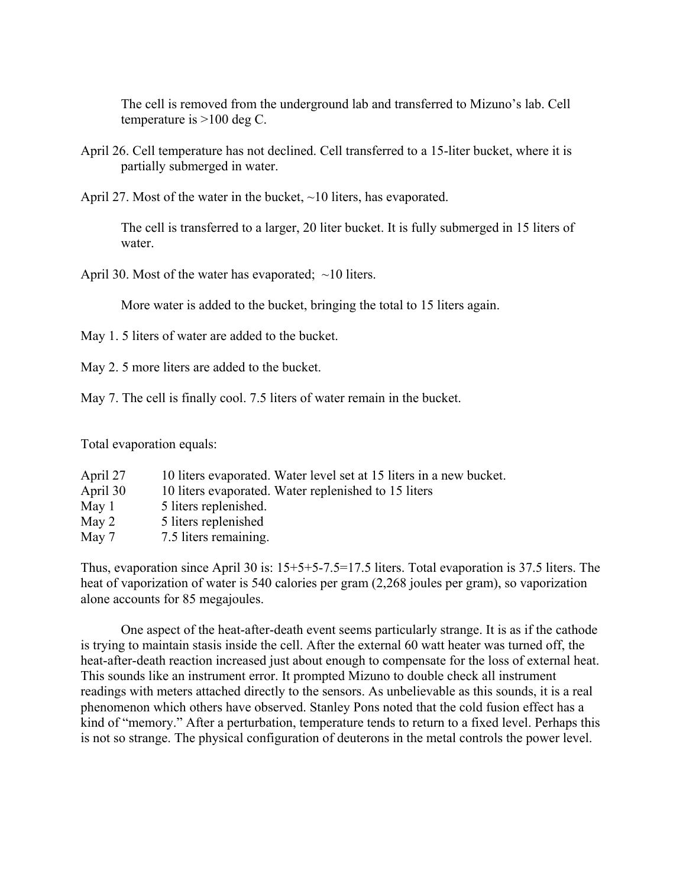The cell is removed from the underground lab and transferred to Mizuno's lab. Cell temperature is >100 deg C.

April 26. Cell temperature has not declined. Cell transferred to a 15-liter bucket, where it is partially submerged in water.

April 27. Most of the water in the bucket, ~10 liters, has evaporated.

The cell is transferred to a larger, 20 liter bucket. It is fully submerged in 15 liters of water.

April 30. Most of the water has evaporated; ~10 liters.

More water is added to the bucket, bringing the total to 15 liters again.

May 1. 5 liters of water are added to the bucket.

May 2. 5 more liters are added to the bucket.

May 7. The cell is finally cool. 7.5 liters of water remain in the bucket.

Total evaporation equals:

| | |
|---|---|
| April 27 | 10 liters evaporated. Water level set at 15 liters in a new bucket. |
| April 30 | 10 liters evaporated. Water replenished to 15 liters |
| May 1 | 5 liters replenished. |
| May 2 | 5 liters replenished |
| May 7 | 7.5 liters remaining. |

Thus, evaporation since April 30 is: 15+5+5-7.5=17.5 liters. Total evaporation is 37.5 liters. The heat of vaporization of water is 540 calories per gram (2,268 joules per gram), so vaporization alone accounts for 85 megajoules.

One aspect of the heat-after-death event seems particularly strange. It is as if the cathode is trying to maintain stasis inside the cell. After the external 60 watt heater was turned off, the heat-after-death reaction increased just about enough to compensate for the loss of external heat. This sounds like an instrument error. It prompted Mizuno to double check all instrument readings with meters attached directly to the sensors. As unbelievable as this sounds, it is a real phenomenon which others have observed. Stanley Pons noted that the cold fusion effect has a kind of "memory." After a perturbation, temperature tends to return to a fixed level. Perhaps this is not so strange. The physical configuration of deuterons in the metal controls the power level.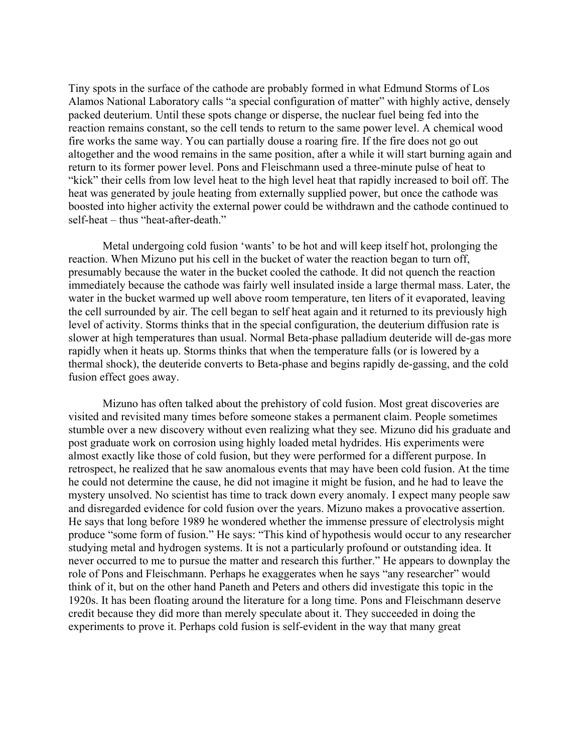Tiny spots in the surface of the cathode are probably formed in what Edmund Storms of Los Alamos National Laboratory calls "a special configuration of matter" with highly active, densely packed deuterium. Until these spots change or disperse, the nuclear fuel being fed into the reaction remains constant, so the cell tends to return to the same power level. A chemical wood fire works the same way. You can partially douse a roaring fire. If the fire does not go out altogether and the wood remains in the same position, after a while it will start burning again and return to its former power level. Pons and Fleischmann used a three-minute pulse of heat to "kick" their cells from low level heat to the high level heat that rapidly increased to boil off. The heat was generated by joule heating from externally supplied power, but once the cathode was boosted into higher activity the external power could be withdrawn and the cathode continued to self-heat – thus "heat-after-death."

Metal undergoing cold fusion 'wants' to be hot and will keep itself hot, prolonging the reaction. When Mizuno put his cell in the bucket of water the reaction began to turn off, presumably because the water in the bucket cooled the cathode. It did not quench the reaction immediately because the cathode was fairly well insulated inside a large thermal mass. Later, the water in the bucket warmed up well above room temperature, ten liters of it evaporated, leaving the cell surrounded by air. The cell began to self heat again and it returned to its previously high level of activity. Storms thinks that in the special configuration, the deuterium diffusion rate is slower at high temperatures than usual. Normal Beta-phase palladium deuteride will de-gas more rapidly when it heats up. Storms thinks that when the temperature falls (or is lowered by a thermal shock), the deuteride converts to Beta-phase and begins rapidly de-gassing, and the cold fusion effect goes away.

Mizuno has often talked about the prehistory of cold fusion. Most great discoveries are visited and revisited many times before someone stakes a permanent claim. People sometimes stumble over a new discovery without even realizing what they see. Mizuno did his graduate and post graduate work on corrosion using highly loaded metal hydrides. His experiments were almost exactly like those of cold fusion, but they were performed for a different purpose. In retrospect, he realized that he saw anomalous events that may have been cold fusion. At the time he could not determine the cause, he did not imagine it might be fusion, and he had to leave the mystery unsolved. No scientist has time to track down every anomaly. I expect many people saw and disregarded evidence for cold fusion over the years. Mizuno makes a provocative assertion. He says that long before 1989 he wondered whether the immense pressure of electrolysis might produce "some form of fusion." He says: "This kind of hypothesis would occur to any researcher studying metal and hydrogen systems. It is not a particularly profound or outstanding idea. It never occurred to me to pursue the matter and research this further." He appears to downplay the role of Pons and Fleischmann. Perhaps he exaggerates when he says "any researcher" would think of it, but on the other hand Paneth and Peters and others did investigate this topic in the 1920s. It has been floating around the literature for a long time. Pons and Fleischmann deserve credit because they did more than merely speculate about it. They succeeded in doing the experiments to prove it. Perhaps cold fusion is self-evident in the way that many great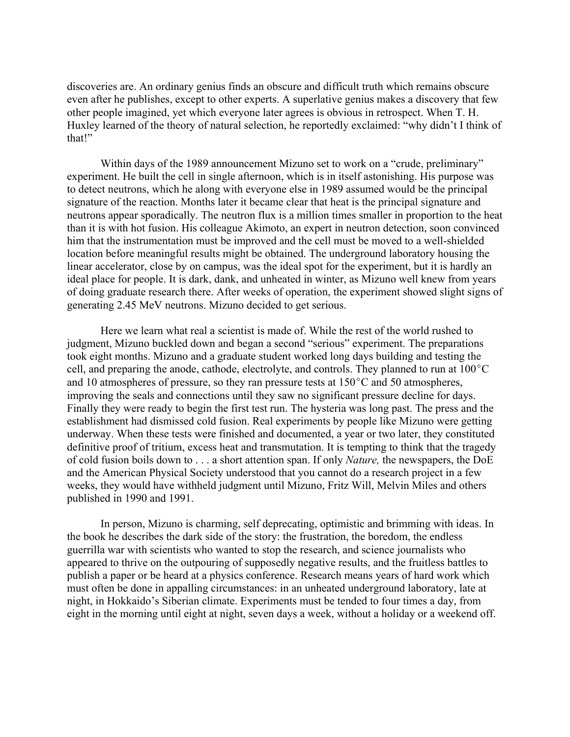discoveries are. An ordinary genius finds an obscure and difficult truth which remains obscure even after he publishes, except to other experts. A superlative genius makes a discovery that few other people imagined, yet which everyone later agrees is obvious in retrospect. When T. H. Huxley learned of the theory of natural selection, he reportedly exclaimed: "why didn't I think of that!"

Within days of the 1989 announcement Mizuno set to work on a "crude, preliminary" experiment. He built the cell in single afternoon, which is in itself astonishing. His purpose was to detect neutrons, which he along with everyone else in 1989 assumed would be the principal signature of the reaction. Months later it became clear that heat is the principal signature and neutrons appear sporadically. The neutron flux is a million times smaller in proportion to the heat than it is with hot fusion. His colleague Akimoto, an expert in neutron detection, soon convinced him that the instrumentation must be improved and the cell must be moved to a well-shielded location before meaningful results might be obtained. The underground laboratory housing the linear accelerator, close by on campus, was the ideal spot for the experiment, but it is hardly an ideal place for people. It is dark, dank, and unheated in winter, as Mizuno well knew from years of doing graduate research there. After weeks of operation, the experiment showed slight signs of generating 2.45 MeV neutrons. Mizuno decided to get serious.

Here we learn what real a scientist is made of. While the rest of the world rushed to judgment, Mizuno buckled down and began a second "serious" experiment. The preparations took eight months. Mizuno and a graduate student worked long days building and testing the cell, and preparing the anode, cathode, electrolyte, and controls. They planned to run at 100°C and 10 atmospheres of pressure, so they ran pressure tests at 150°C and 50 atmospheres, improving the seals and connections until they saw no significant pressure decline for days. Finally they were ready to begin the first test run. The hysteria was long past. The press and the establishment had dismissed cold fusion. Real experiments by people like Mizuno were getting underway. When these tests were finished and documented, a year or two later, they constituted definitive proof of tritium, excess heat and transmutation. It is tempting to think that the tragedy of cold fusion boils down to . . . a short attention span. If only *Nature,* the newspapers, the DoE and the American Physical Society understood that you cannot do a research project in a few weeks, they would have withheld judgment until Mizuno, Fritz Will, Melvin Miles and others published in 1990 and 1991.

In person, Mizuno is charming, self deprecating, optimistic and brimming with ideas. In the book he describes the dark side of the story: the frustration, the boredom, the endless guerrilla war with scientists who wanted to stop the research, and science journalists who appeared to thrive on the outpouring of supposedly negative results, and the fruitless battles to publish a paper or be heard at a physics conference. Research means years of hard work which must often be done in appalling circumstances: in an unheated underground laboratory, late at night, in Hokkaido's Siberian climate. Experiments must be tended to four times a day, from eight in the morning until eight at night, seven days a week, without a holiday or a weekend off.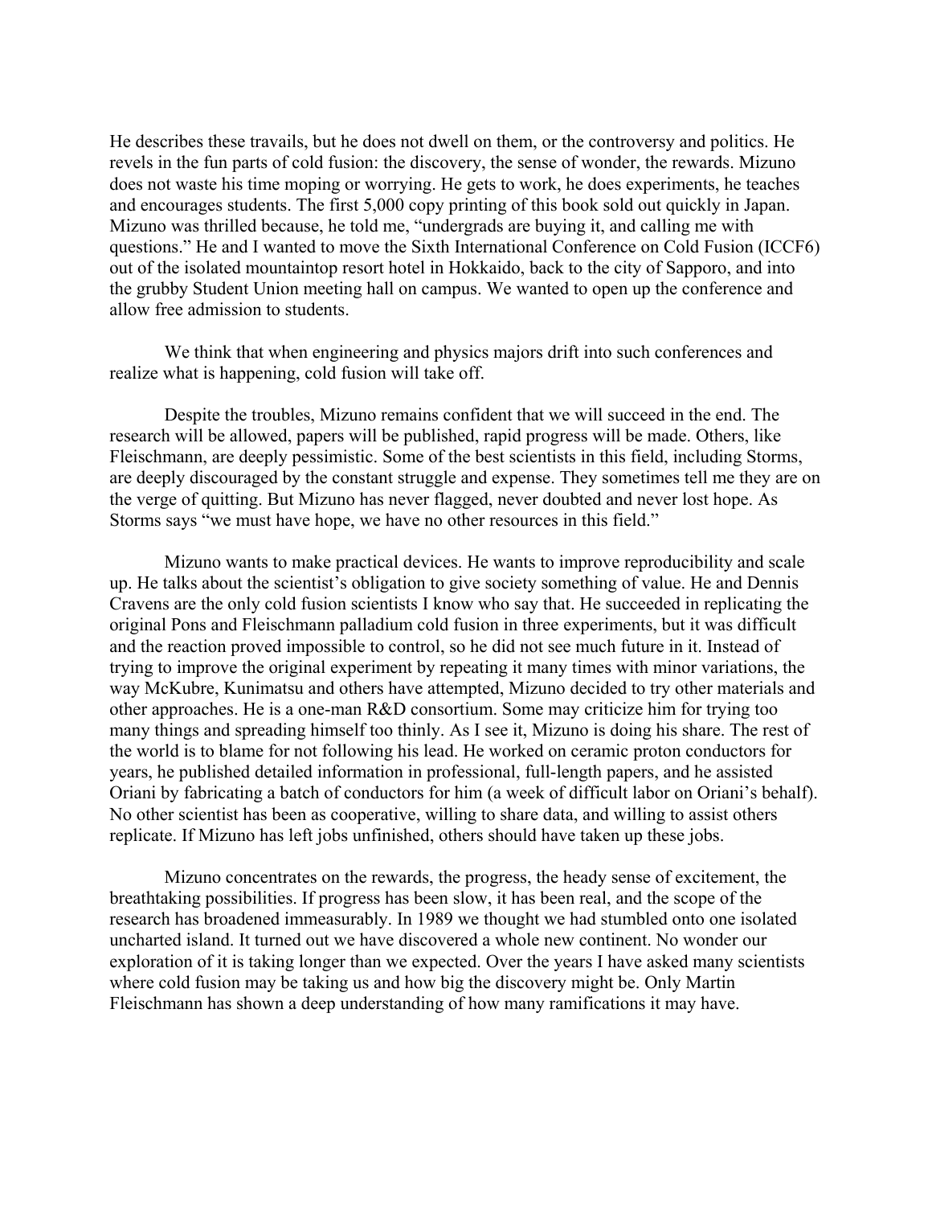He describes these travails, but he does not dwell on them, or the controversy and politics. He revels in the fun parts of cold fusion: the discovery, the sense of wonder, the rewards. Mizuno does not waste his time moping or worrying. He gets to work, he does experiments, he teaches and encourages students. The first 5,000 copy printing of this book sold out quickly in Japan. Mizuno was thrilled because, he told me, "undergrads are buying it, and calling me with questions." He and I wanted to move the Sixth International Conference on Cold Fusion (ICCF6) out of the isolated mountaintop resort hotel in Hokkaido, back to the city of Sapporo, and into the grubby Student Union meeting hall on campus. We wanted to open up the conference and allow free admission to students.

We think that when engineering and physics majors drift into such conferences and realize what is happening, cold fusion will take off.

Despite the troubles, Mizuno remains confident that we will succeed in the end. The research will be allowed, papers will be published, rapid progress will be made. Others, like Fleischmann, are deeply pessimistic. Some of the best scientists in this field, including Storms, are deeply discouraged by the constant struggle and expense. They sometimes tell me they are on the verge of quitting. But Mizuno has never flagged, never doubted and never lost hope. As Storms says "we must have hope, we have no other resources in this field."

Mizuno wants to make practical devices. He wants to improve reproducibility and scale up. He talks about the scientist's obligation to give society something of value. He and Dennis Cravens are the only cold fusion scientists I know who say that. He succeeded in replicating the original Pons and Fleischmann palladium cold fusion in three experiments, but it was difficult and the reaction proved impossible to control, so he did not see much future in it. Instead of trying to improve the original experiment by repeating it many times with minor variations, the way McKubre, Kunimatsu and others have attempted, Mizuno decided to try other materials and other approaches. He is a one-man R&D consortium. Some may criticize him for trying too many things and spreading himself too thinly. As I see it, Mizuno is doing his share. The rest of the world is to blame for not following his lead. He worked on ceramic proton conductors for years, he published detailed information in professional, full-length papers, and he assisted Oriani by fabricating a batch of conductors for him (a week of difficult labor on Oriani's behalf). No other scientist has been as cooperative, willing to share data, and willing to assist others replicate. If Mizuno has left jobs unfinished, others should have taken up these jobs.

Mizuno concentrates on the rewards, the progress, the heady sense of excitement, the breathtaking possibilities. If progress has been slow, it has been real, and the scope of the research has broadened immeasurably. In 1989 we thought we had stumbled onto one isolated uncharted island. It turned out we have discovered a whole new continent. No wonder our exploration of it is taking longer than we expected. Over the years I have asked many scientists where cold fusion may be taking us and how big the discovery might be. Only Martin Fleischmann has shown a deep understanding of how many ramifications it may have.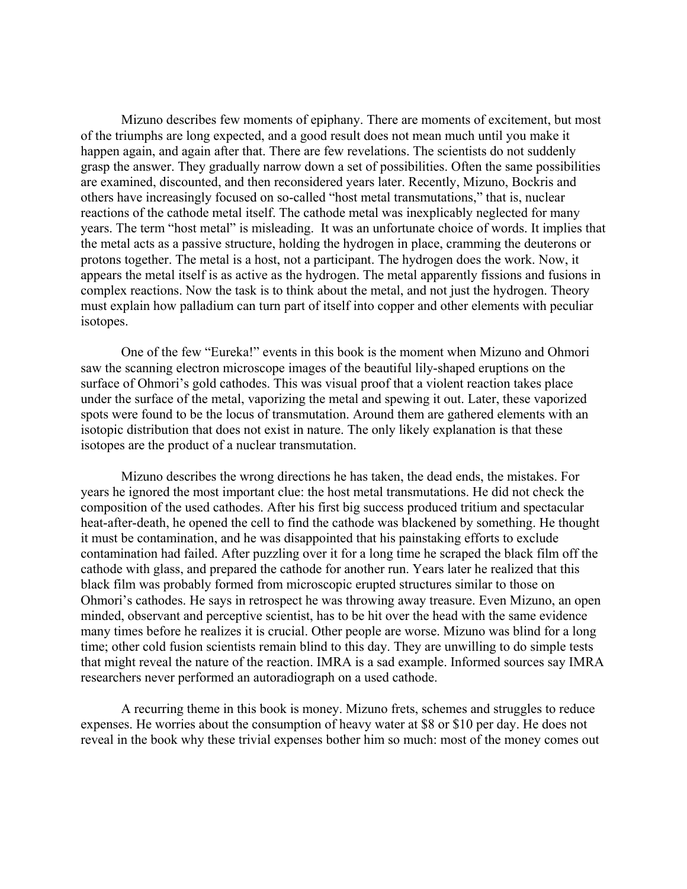Mizuno describes few moments of epiphany. There are moments of excitement, but most of the triumphs are long expected, and a good result does not mean much until you make it happen again, and again after that. There are few revelations. The scientists do not suddenly grasp the answer. They gradually narrow down a set of possibilities. Often the same possibilities are examined, discounted, and then reconsidered years later. Recently, Mizuno, Bockris and others have increasingly focused on so-called "host metal transmutations," that is, nuclear reactions of the cathode metal itself. The cathode metal was inexplicably neglected for many years. The term "host metal" is misleading. It was an unfortunate choice of words. It implies that the metal acts as a passive structure, holding the hydrogen in place, cramming the deuterons or protons together. The metal is a host, not a participant. The hydrogen does the work. Now, it appears the metal itself is as active as the hydrogen. The metal apparently fissions and fusions in complex reactions. Now the task is to think about the metal, and not just the hydrogen. Theory must explain how palladium can turn part of itself into copper and other elements with peculiar isotopes.

One of the few "Eureka!" events in this book is the moment when Mizuno and Ohmori saw the scanning electron microscope images of the beautiful lily-shaped eruptions on the surface of Ohmori's gold cathodes. This was visual proof that a violent reaction takes place under the surface of the metal, vaporizing the metal and spewing it out. Later, these vaporized spots were found to be the locus of transmutation. Around them are gathered elements with an isotopic distribution that does not exist in nature. The only likely explanation is that these isotopes are the product of a nuclear transmutation.

Mizuno describes the wrong directions he has taken, the dead ends, the mistakes. For years he ignored the most important clue: the host metal transmutations. He did not check the composition of the used cathodes. After his first big success produced tritium and spectacular heat-after-death, he opened the cell to find the cathode was blackened by something. He thought it must be contamination, and he was disappointed that his painstaking efforts to exclude contamination had failed. After puzzling over it for a long time he scraped the black film off the cathode with glass, and prepared the cathode for another run. Years later he realized that this black film was probably formed from microscopic erupted structures similar to those on Ohmori's cathodes. He says in retrospect he was throwing away treasure. Even Mizuno, an open minded, observant and perceptive scientist, has to be hit over the head with the same evidence many times before he realizes it is crucial. Other people are worse. Mizuno was blind for a long time; other cold fusion scientists remain blind to this day. They are unwilling to do simple tests that might reveal the nature of the reaction. IMRA is a sad example. Informed sources say IMRA researchers never performed an autoradiograph on a used cathode.

A recurring theme in this book is money. Mizuno frets, schemes and struggles to reduce expenses. He worries about the consumption of heavy water at $8 or $10 per day. He does not reveal in the book why these trivial expenses bother him so much: most of the money comes out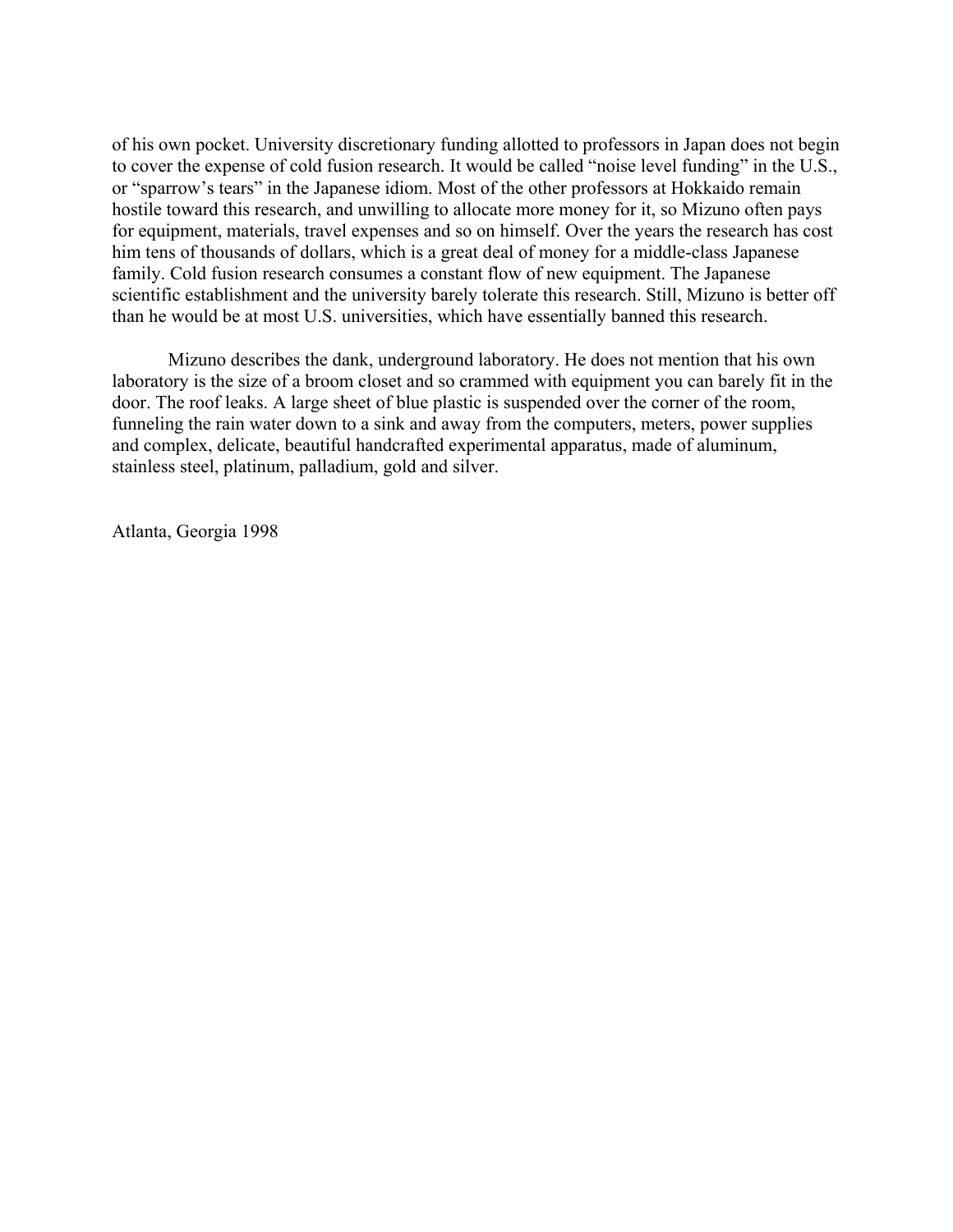of his own pocket. University discretionary funding allotted to professors in Japan does not begin to cover the expense of cold fusion research. It would be called "noise level funding" in the U.S., or "sparrow's tears" in the Japanese idiom. Most of the other professors at Hokkaido remain hostile toward this research, and unwilling to allocate more money for it, so Mizuno often pays for equipment, materials, travel expenses and so on himself. Over the years the research has cost him tens of thousands of dollars, which is a great deal of money for a middle-class Japanese family. Cold fusion research consumes a constant flow of new equipment. The Japanese scientific establishment and the university barely tolerate this research. Still, Mizuno is better off than he would be at most U.S. universities, which have essentially banned this research.

Mizuno describes the dank, underground laboratory. He does not mention that his own laboratory is the size of a broom closet and so crammed with equipment you can barely fit in the door. The roof leaks. A large sheet of blue plastic is suspended over the corner of the room, funneling the rain water down to a sink and away from the computers, meters, power supplies and complex, delicate, beautiful handcrafted experimental apparatus, made of aluminum, stainless steel, platinum, palladium, gold and silver.

Atlanta, Georgia 1998